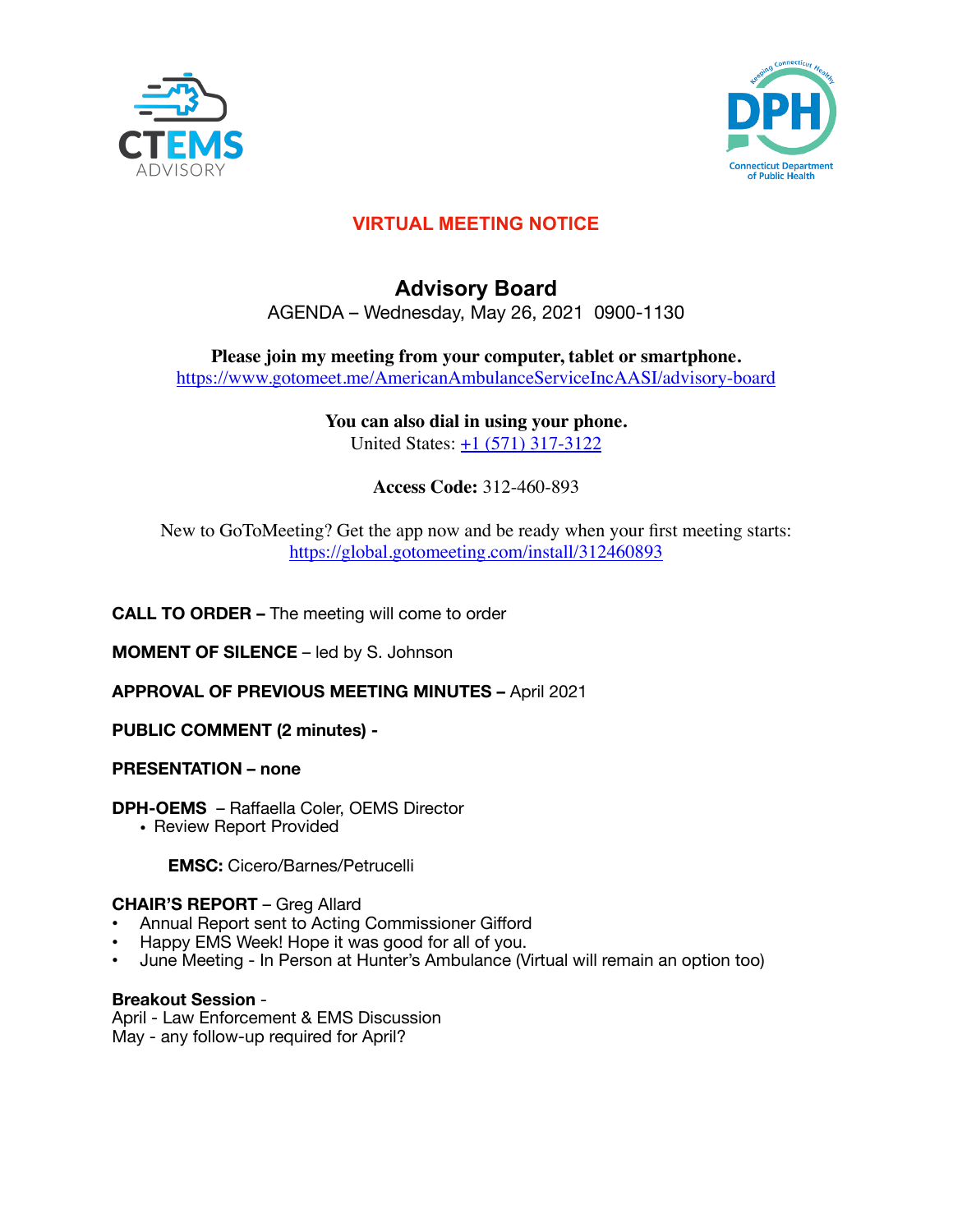**VIRTUAL MEETING NOTICE**

# Advisory Board

AGENDA – Wednesday, May 26, 2021 0900-1130

**Please join my meeting from your computer, tablet or smartphone.**
https://www.gotomeet.me/AmericanAmbulanceServiceIncAASI/advisory-board

**You can also dial in using your phone.**
United States: +1 (571) 317-3122

**Access Code:** 312-460-893

New to GoToMeeting? Get the app now and be ready when your first meeting starts:
https://global.gotomeeting.com/install/312460893

**CALL TO ORDER –** The meeting will come to order

**MOMENT OF SILENCE** – led by S. Johnson

**APPROVAL OF PREVIOUS MEETING MINUTES –** April 2021

**PUBLIC COMMENT (2 minutes) -**

**PRESENTATION – none**

**DPH-OEMS** – Raffaella Coler, OEMS Director

- Review Report Provided

**EMSC:** Cicero/Barnes/Petrucelli

**CHAIR'S REPORT** – Greg Allard

- Annual Report sent to Acting Commissioner Gifford
- Happy EMS Week! Hope it was good for all of you.
- June Meeting - In Person at Hunter's Ambulance (Virtual will remain an option too)

**Breakout Session** -
April - Law Enforcement & EMS Discussion
May - any follow-up required for April?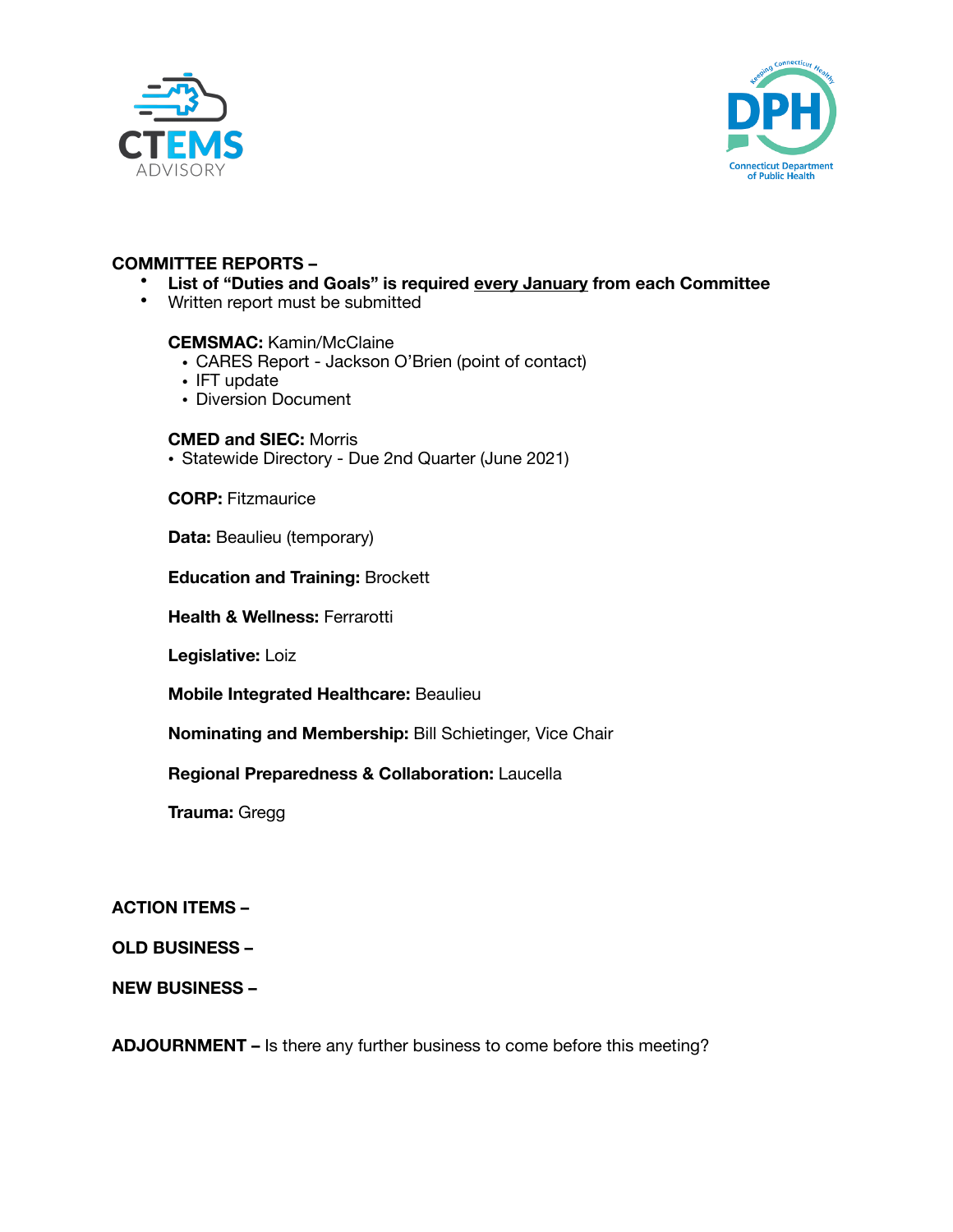**COMMITTEE REPORTS –**

- **List of "Duties and Goals" is required <u>every January</u> from each Committee**
- Written report must be submitted

**CEMSMAC:** Kamin/McClaine
- CARES Report - Jackson O'Brien (point of contact)
- IFT update
- Diversion Document

**CMED and SIEC:** Morris
- Statewide Directory - Due 2nd Quarter (June 2021)

**CORP:** Fitzmaurice

**Data:** Beaulieu (temporary)

**Education and Training:** Brockett

**Health & Wellness:** Ferrarotti

**Legislative:** Loiz

**Mobile Integrated Healthcare:** Beaulieu

**Nominating and Membership:** Bill Schietinger, Vice Chair

**Regional Preparedness & Collaboration:** Laucella

**Trauma:** Gregg

**ACTION ITEMS –**

**OLD BUSINESS –**

**NEW BUSINESS –**

**ADJOURNMENT –** Is there any further business to come before this meeting?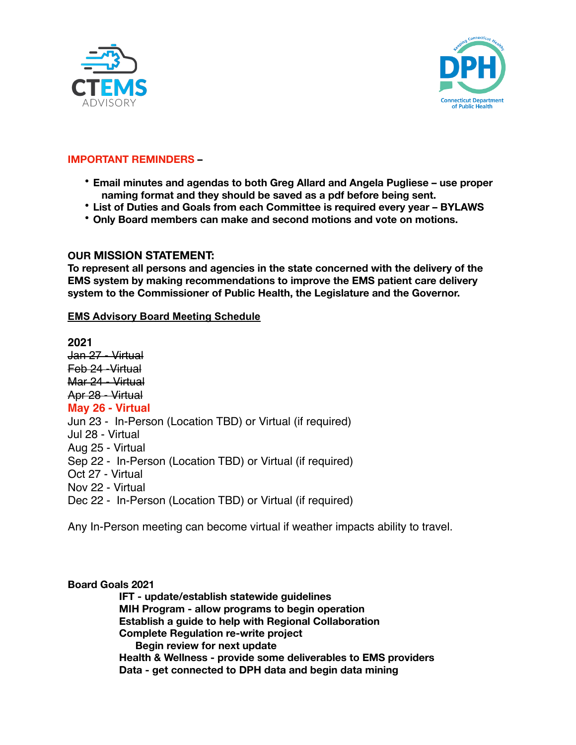**IMPORTANT REMINDERS** –

- **Email minutes and agendas to both Greg Allard and Angela Pugliese – use proper naming format and they should be saved as a pdf before being sent.**
- **List of Duties and Goals from each Committee is required every year – BYLAWS**
- **Only Board members can make and second motions and vote on motions.**

**OUR MISSION STATEMENT:**
**To represent all persons and agencies in the state concerned with the delivery of the EMS system by making recommendations to improve the EMS patient care delivery system to the Commissioner of Public Health, the Legislature and the Governor.**

**EMS Advisory Board Meeting Schedule**

**2021**
~~Jan 27 - Virtual~~
~~Feb 24 -Virtual~~
~~Mar 24 - Virtual~~
~~Apr 28 - Virtual~~
**May 26 - Virtual**
Jun 23 - In-Person (Location TBD) or Virtual (if required)
Jul 28 - Virtual
Aug 25 - Virtual
Sep 22 - In-Person (Location TBD) or Virtual (if required)
Oct 27 - Virtual
Nov 22 - Virtual
Dec 22 - In-Person (Location TBD) or Virtual (if required)

Any In-Person meeting can become virtual if weather impacts ability to travel.

**Board Goals 2021**

**IFT - update/establish statewide guidelines**
**MIH Program - allow programs to begin operation**
**Establish a guide to help with Regional Collaboration**
**Complete Regulation re-write project**
- **Begin review for next update**

**Health & Wellness - provide some deliverables to EMS providers**
**Data - get connected to DPH data and begin data mining**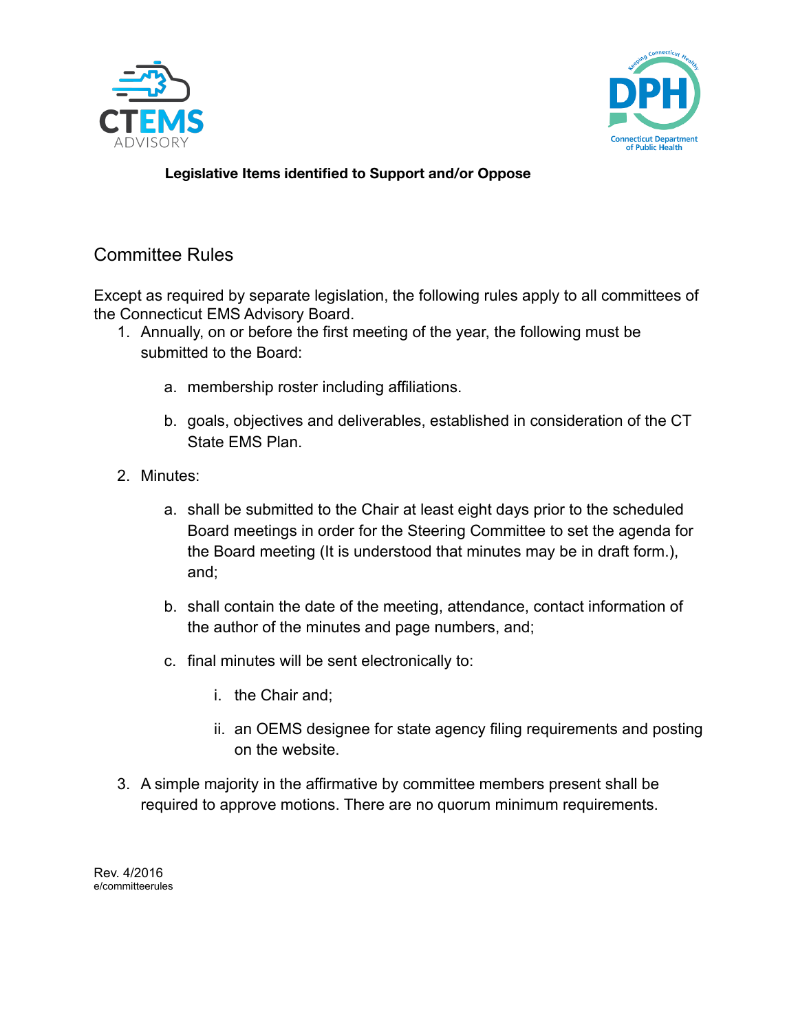**Legislative Items identified to Support and/or Oppose**

## Committee Rules

Except as required by separate legislation, the following rules apply to all committees of the Connecticut EMS Advisory Board.

1. Annually, on or before the first meeting of the year, the following must be submitted to the Board:
   a. membership roster including affiliations.
   b. goals, objectives and deliverables, established in consideration of the CT State EMS Plan.
2. Minutes:
   a. shall be submitted to the Chair at least eight days prior to the scheduled Board meetings in order for the Steering Committee to set the agenda for the Board meeting (It is understood that minutes may be in draft form.), and;
   b. shall contain the date of the meeting, attendance, contact information of the author of the minutes and page numbers, and;
   c. final minutes will be sent electronically to:
      i. the Chair and;
      ii. an OEMS designee for state agency filing requirements and posting on the website.
3. A simple majority in the affirmative by committee members present shall be required to approve motions. There are no quorum minimum requirements.

Rev. 4/2016
e/committeerules